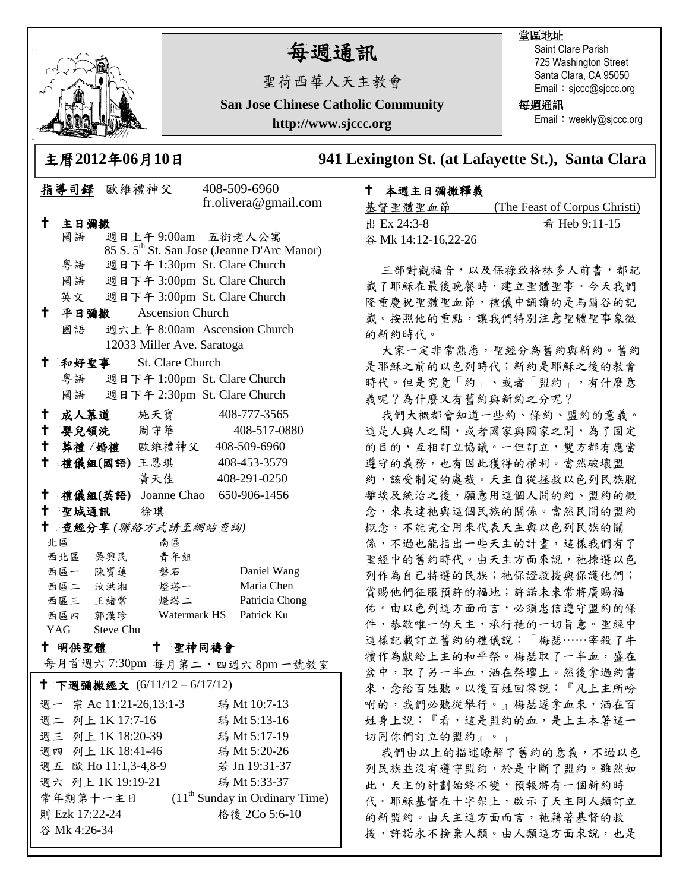# 每週通訊

聖荷西華人天主教會

**San Jose Chinese Catholic Community**

**http://www.sjccc.org**

堂區地址
Saint Clare Parish
725 Washington Street
Santa Clara, CA 95050
Email：sjccc@sjccc.org

每週通訊
Email：weekly@sjccc.org

## 主曆2012年06月10日 　941 Lexington St. (at Lafayette St.), Santa Clara

**指導司鐸** 歐維禮神父 408-509-6960 fr.olivera@gmail.com

**✝ 主日彌撒**
- 國語 週日上午 9:00am 五街老人公寓 85 S. 5th St. San Jose (Jeanne D'Arc Manor)
- 粵語 週日下午 1:30pm St. Clare Church
- 國語 週日下午 3:00pm St. Clare Church
- 英文 週日下午 3:00pm St. Clare Church

**✝ 平日彌撒** Ascension Church
- 國語 週六上午 8:00am Ascension Church 12033 Miller Ave. Saratoga

**✝ 和好聖事** St. Clare Church
- 粵語 週日下午 1:00pm St. Clare Church
- 國語 週日下午 2:30pm St. Clare Church

**✝ 成人慕道** 施天寶 408-777-3565

**✝ 嬰兒領洗** 周守華 408-517-0880

**✝ 葬禮 /婚禮** 歐維禮神父 408-509-6960

**✝ 禮儀組(國語)** 王恩琪 408-453-3579
黃天佳 408-291-0250

**✝ 禮儀組(英語)** Joanne Chao 650-906-1456

**✝ 聖城通訊** 徐琪

**✝ 查經分享** *(聯絡方式請至網站查詢)*

| 北區 | | 南區 | |
|---|---|---|---|
| 西北區 | 吳興民 | 青年組 | |
| 西區一 | 陳寶蓮 | 磐石 | Daniel Wang |
| 西區二 | 汝洪湘 | 燈塔一 | Maria Chen |
| 西區三 | 王緒常 | 燈塔二 | Patricia Chong |
| 西區四 | 郭漢珍 | Watermark HS | Patrick Ku |
| YAG | Steve Chu | | |

**✝ 明供聖體** 　**✝ 聖神同禱會**

每月首週六 7:30pm 每月第二、四週六 8pm 一號教室

**✝ 下週彌撒經文** (6/11/12 – 6/17/12)

| | | |
|---|---|---|
| 週一 | 宗 Ac 11:21-26,13:1-3 | 瑪 Mt 10:7-13 |
| 週二 | 列上 1K 17:7-16 | 瑪 Mt 5:13-16 |
| 週三 | 列上 1K 18:20-39 | 瑪 Mt 5:17-19 |
| 週四 | 列上 1K 18:41-46 | 瑪 Mt 5:20-26 |
| 週五 | 歐 Ho 11:1,3-4,8-9 | 若 Jn 19:31-37 |
| 週六 | 列上 1K 19:19-21 | 瑪 Mt 5:33-37 |

常年期第十一主日 (11th Sunday in Ordinary Time)
則 Ezk 17:22-24 　格後 2Co 5:6-10
谷 Mk 4:26-34

**✝ 本週主日彌撒釋義**

基督聖體聖血節 (The Feast of Corpus Christi)
出 Ex 24:3-8 　希 Heb 9:11-15
谷 Mk 14:12-16,22-26

三部對觀福音，以及保祿致格林多人前書，都記載了耶穌在最後晚餐時，建立聖體聖事。今天我們隆重慶祝聖體聖血節，禮儀中誦讀的是馬爾谷的記載。按照他的重點，讓我們特別注意聖體聖事象徵的新約時代。

大家一定非常熟悉，聖經分為舊約與新約。舊約是耶穌之前的以色列時代；新約是耶穌之後的教會時代。但是究竟「約」、或者「盟約」，有什麼意義呢？為什麼又有舊約與新約之分呢？

我們大概都會知道一些約、條約、盟約的意義。這是人與人之間，或者國家與國家之間，為了固定的目的，互相訂立協議。一但訂立，雙方都有應當遵守的義務，也有因此獲得的權利。當然破壞盟約，該受制定的處裁。天主自從拯救以色列民族脫離埃及統治之後，願意用這個人間的約、盟約的概念，來表達祂與這個民族的關係。當然民間的盟約概念，不能完全用來代表天主與以色列民族的關係，不過也能指出一些天主的計畫，這樣我們有了聖經中的舊約時代。由天主方面來說，祂揀選以色列作為自己特選的民族；祂保證救援與保護他們；賞賜他們征服預許的福地；許諾未來常將廣賜福佑。由以色列這方面而言，必須忠信遵守盟約的條件，恭敬唯一的天主，承行祂的一切旨意。聖經中這樣記載訂立舊約的禮儀說：「梅瑟……宰殺了牛犢作為獻給上主的和平祭。梅瑟取了一半血，盛在盆中，取了另一半血，洒在祭壇上。然後拿過約書來，念給百姓聽。以後百姓回答說：『凡上主所吩咐的，我們必聽從舉行。』梅瑟遂拿血來，洒在百姓身上說：『看，這是盟約的血，是上主本著這一切同你們訂立的盟約』。」

我們由以上的描述瞭解了舊約的意義，不過以色列民族並沒有遵守盟約，於是中斷了盟約。雖然如此，天主的計劃始終不變，預報將有一個新約時代。耶穌基督在十字架上，啟示了天主同人類訂立的新盟約。由天主這方面而言，祂藉著基督的救援，許諾永不捨棄人類。由人類這方面來說，也是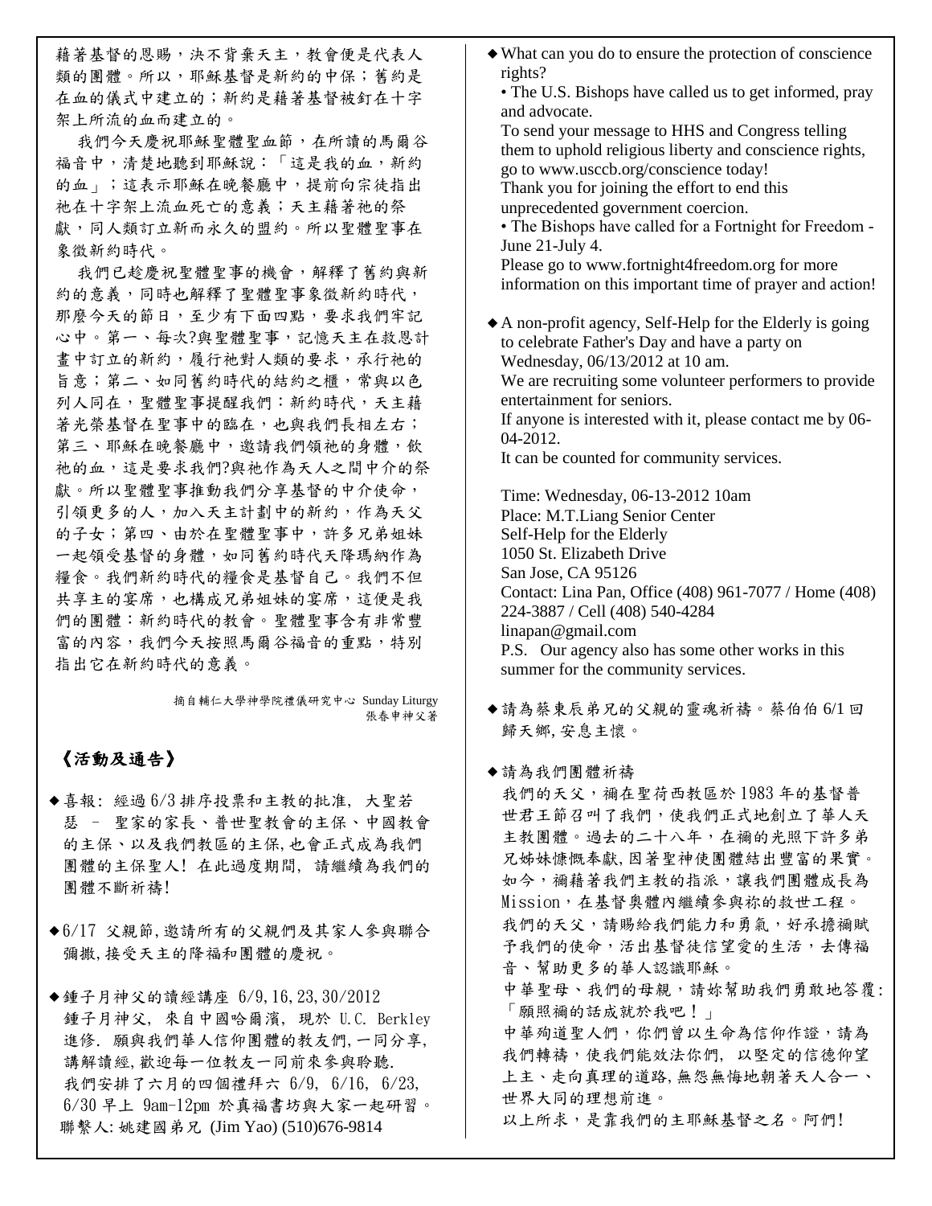藉著基督的恩賜，決不背棄天主，教會便是代表人類的團體。所以，耶穌基督是新約的中保；舊約是在血的儀式中建立的；新約是藉著基督被釘在十字架上所流的血而建立的。

我們今天慶祝耶穌聖體聖血節，在所讀的馬爾谷福音中，清楚地聽到耶穌說：「這是我的血，新約的血」；這表示耶穌在晚餐廳中，提前向宗徒指出祂在十字架上流血死亡的意義；天主藉著祂的祭獻，同人類訂立新而永久的盟約。所以聖體聖事在象徵新約時代。

我們已趁慶祝聖體聖事的機會，解釋了舊約與新約的意義，同時也解釋了聖體聖事象徵新約時代，那麼今天的節日，至少有下面四點，要求我們牢記心中。第一、每次?與聖體聖事，記憶天主在救恩計畫中訂立的新約，履行祂對人類的要求，承行祂的旨意；第二、如同舊約時代的結約之櫃，常與以色列人同在，聖體聖事提醒我們：新約時代，天主藉著光榮基督在聖事中的臨在，也與我們長相左右；第三、耶穌在晚餐廳中，邀請我們領祂的身體，飲祂的血，這是要求我們?與祂作為天人之間中介的祭獻。所以聖體聖事推動我們分享基督的中介使命，引領更多的人，加入天主計劃中的新約，作為天父的子女；第四、由於在聖體聖事中，許多兄弟姐妹一起領受基督的身體，如同舊約時代天降瑪納作為糧食。我們新約時代的糧食是基督自己。我們不但共享主的宴席，也構成兄弟姐妹的宴席，這便是我們的團體：新約時代的教會。聖體聖事含有非常豐富的內容，我們今天按照馬爾谷福音的重點，特別指出它在新約時代的意義。

摘自輔仁大學神學院禮儀研究中心 Sunday Liturgy
張春申神父著

## 《活動及通告》

◆喜報: 經過 6/3 排序投票和主教的批准, 大聖若瑟 – 聖家的家長、普世聖教會的主保、中國教會的主保、以及我們教區的主保, 也會正式成為我們團體的主保聖人! 在此過度期間, 請繼續為我們的團體不斷祈禱!

◆6/17 父親節, 邀請所有的父親們及其家人參與聯合彌撒, 接受天主的降福和團體的慶祝。

◆鍾子月神父的讀經講座 6/9, 16, 23, 30/2012
鍾子月神父, 來自中國哈爾濱, 現於 U.C. Berkley 進修. 願與我們華人信仰團體的教友們, 一同分享, 講解讀經, 歡迎每一位教友一同前來參與聆聽.
我們安排了六月的四個禮拜六 6/9, 6/16, 6/23, 6/30 早上 9am-12pm 於真福書坊與大家一起研習。
聯繫人: 姚建國弟兄 (Jim Yao) (510)676-9814

◆What can you do to ensure the protection of conscience rights?
• The U.S. Bishops have called us to get informed, pray and advocate.
To send your message to HHS and Congress telling them to uphold religious liberty and conscience rights, go to www.usccb.org/conscience today!
Thank you for joining the effort to end this unprecedented government coercion.
• The Bishops have called for a Fortnight for Freedom - June 21-July 4.
Please go to www.fortnight4freedom.org for more information on this important time of prayer and action!

◆A non-profit agency, Self-Help for the Elderly is going to celebrate Father's Day and have a party on Wednesday, 06/13/2012 at 10 am.
We are recruiting some volunteer performers to provide entertainment for seniors.
If anyone is interested with it, please contact me by 06-04-2012.
It can be counted for community services.

Time: Wednesday, 06-13-2012 10am
Place: M.T.Liang Senior Center
Self-Help for the Elderly
1050 St. Elizabeth Drive
San Jose, CA 95126
Contact: Lina Pan, Office (408) 961-7077 / Home (408) 224-3887 / Cell (408) 540-4284
linapan@gmail.com
P.S. Our agency also has some other works in this summer for the community services.

◆請為蔡東辰弟兄的父親的靈魂祈禱。蔡伯伯 6/1 回歸天鄉, 安息主懷。

◆請為我們團體祈禱
我們的天父，禰在聖荷西教區於 1983 年的基督普世君王節召叫了我們，使我們正式地創立了華人天主教團體。過去的二十八年，在禰的光照下許多弟兄姊妹慷慨奉獻, 因著聖神使團體結出豐富的果實。如今，禰藉著我們主教的指派，讓我們團體成長為 Mission，在基督奧體內繼續參與祢的救世工程。
我們的天父，請賜給我們能力和勇氣，好承擔禰賦予我們的使命，活出基督徒信望愛的生活，去傳福音、幫助更多的華人認識耶穌。
中華聖母、我們的母親，請妳幫助我們勇敢地答覆:「願照禰的話成就於我吧！」
中華殉道聖人們，你們曾以生命為信仰作證，請為我們轉禱，使我們能效法你們, 以堅定的信德仰望上主、走向真理的道路, 無怨無悔地朝著天人合一、世界大同的理想前進。
以上所求，是靠我們的主耶穌基督之名。阿們!